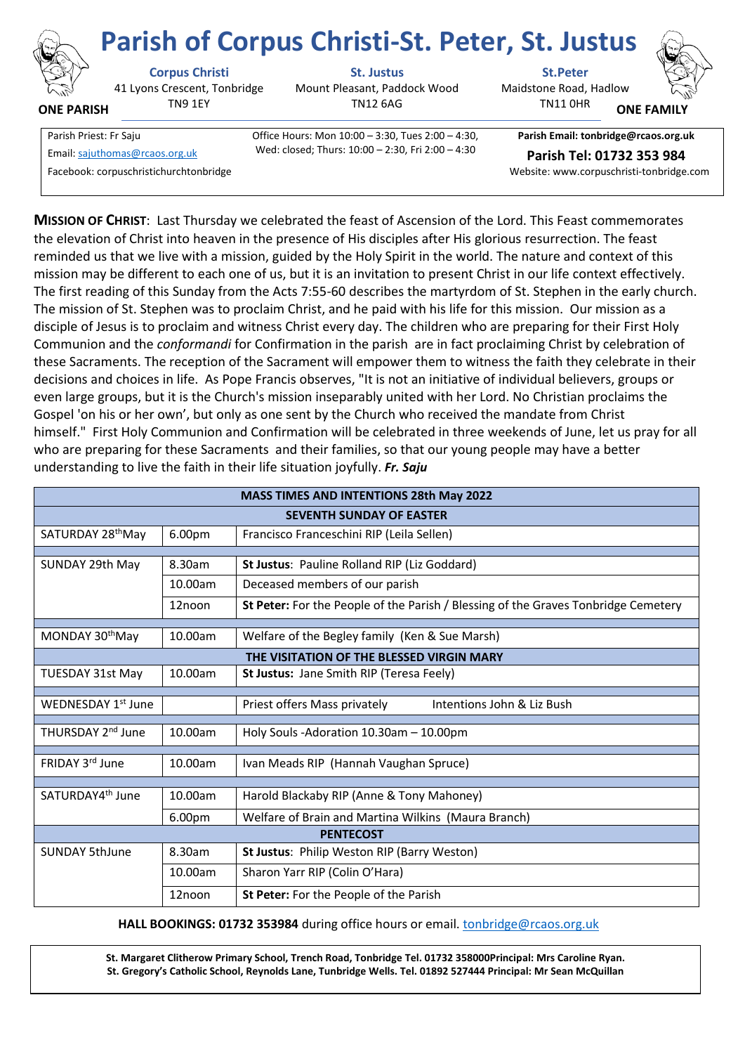# Parish of Corpus Christi-St. Peter, St. Justus

**ONE PARISH** — **ONE FAMILY**

**Corpus Christi**
41 Lyons Crescent, Tonbridge
TN9 1EY

**St. Justus**
Mount Pleasant, Paddock Wood
TN12 6AG

**St.Peter**
Maidstone Road, Hadlow
TN11 0HR

Parish Priest: Fr Saju
Email: sajuthomas@rcaos.org.uk
Facebook: corpuschristichurchtonbridge

Office Hours: Mon 10:00 – 3:30, Tues 2:00 – 4:30, Wed: closed; Thurs: 10:00 – 2:30, Fri 2:00 – 4:30

**Parish Email: tonbridge@rcaos.org.uk**
**Parish Tel: 01732 353 984**
Website: www.corpuschristi-tonbridge.com

**MISSION OF CHRIST**: Last Thursday we celebrated the feast of Ascension of the Lord. This Feast commemorates the elevation of Christ into heaven in the presence of His disciples after His glorious resurrection. The feast reminded us that we live with a mission, guided by the Holy Spirit in the world. The nature and context of this mission may be different to each one of us, but it is an invitation to present Christ in our life context effectively. The first reading of this Sunday from the Acts 7:55-60 describes the martyrdom of St. Stephen in the early church. The mission of St. Stephen was to proclaim Christ, and he paid with his life for this mission. Our mission as a disciple of Jesus is to proclaim and witness Christ every day. The children who are preparing for their First Holy Communion and the *conformandi* for Confirmation in the parish are in fact proclaiming Christ by celebration of these Sacraments. The reception of the Sacrament will empower them to witness the faith they celebrate in their decisions and choices in life. As Pope Francis observes, "It is not an initiative of individual believers, groups or even large groups, but it is the Church's mission inseparably united with her Lord. No Christian proclaims the Gospel 'on his or her own', but only as one sent by the Church who received the mandate from Christ himself." First Holy Communion and Confirmation will be celebrated in three weekends of June, let us pray for all who are preparing for these Sacraments and their families, so that our young people may have a better understanding to live the faith in their life situation joyfully. ***Fr. Saju***

| MASS TIMES AND INTENTIONS 28th May 2022 | | |
|---|---|---|
| **SEVENTH SUNDAY OF EASTER** | | |
| SATURDAY 28th May | 6.00pm | Francisco Franceschini RIP (Leila Sellen) |
| SUNDAY 29th May | 8.30am | **St Justus**: Pauline Rolland RIP (Liz Goddard) |
| | 10.00am | Deceased members of our parish |
| | 12noon | **St Peter:** For the People of the Parish / Blessing of the Graves Tonbridge Cemetery |
| MONDAY 30th May | 10.00am | Welfare of the Begley family (Ken & Sue Marsh) |
| **THE VISITATION OF THE BLESSED VIRGIN MARY** | | |
| TUESDAY 31st May | 10.00am | **St Justus:** Jane Smith RIP (Teresa Feely) |
| WEDNESDAY 1st June | | Priest offers Mass privately Intentions John & Liz Bush |
| THURSDAY 2nd June | 10.00am | Holy Souls -Adoration 10.30am – 10.00pm |
| FRIDAY 3rd June | 10.00am | Ivan Meads RIP (Hannah Vaughan Spruce) |
| SATURDAY 4th June | 10.00am | Harold Blackaby RIP (Anne & Tony Mahoney) |
| | 6.00pm | Welfare of Brain and Martina Wilkins (Maura Branch) |
| **PENTECOST** | | |
| SUNDAY 5th June | 8.30am | **St Justus**: Philip Weston RIP (Barry Weston) |
| | 10.00am | Sharon Yarr RIP (Colin O'Hara) |
| | 12noon | **St Peter:** For the People of the Parish |

**HALL BOOKINGS: 01732 353984** during office hours or email. tonbridge@rcaos.org.uk

**St. Margaret Clitherow Primary School, Trench Road, Tonbridge Tel. 01732 358000Principal: Mrs Caroline Ryan.**
**St. Gregory's Catholic School, Reynolds Lane, Tunbridge Wells. Tel. 01892 527444 Principal: Mr Sean McQuillan**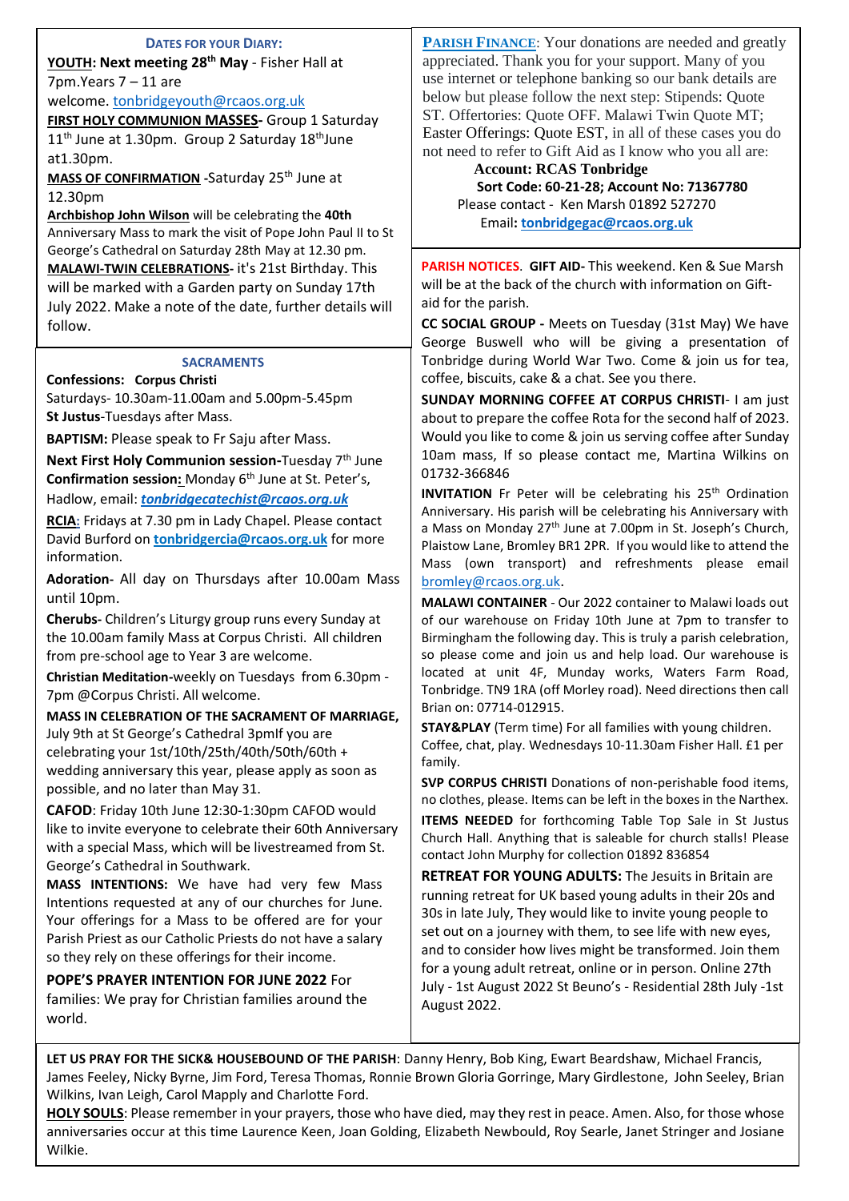## DATES FOR YOUR DIARY:

**YOUTH: Next meeting 28th May** - Fisher Hall at 7pm.Years 7 – 11 are welcome. tonbridgeyouth@rcaos.org.uk

**FIRST HOLY COMMUNION MASSES-** Group 1 Saturday 11th June at 1.30pm. Group 2 Saturday 18thJune at1.30pm.

**MASS OF CONFIRMATION** -Saturday 25th June at 12.30pm

**Archbishop John Wilson** will be celebrating the **40th** Anniversary Mass to mark the visit of Pope John Paul II to St George's Cathedral on Saturday 28th May at 12.30 pm.

**MALAWI-TWIN CELEBRATIONS-** it's 21st Birthday. This will be marked with a Garden party on Sunday 17th July 2022. Make a note of the date, further details will follow.

## SACRAMENTS

**Confessions: Corpus Christi**
Saturdays- 10.30am-11.00am and 5.00pm-5.45pm
**St Justus**-Tuesdays after Mass.

**BAPTISM:** Please speak to Fr Saju after Mass.

**Next First Holy Communion session-**Tuesday 7th June
**Confirmation session:** Monday 6th June at St. Peter's, Hadlow, email: ***tonbridgecatechist@rcaos.org.uk***

**RCIA**: Fridays at 7.30 pm in Lady Chapel. Please contact David Burford on **tonbridgercia@rcaos.org.uk** for more information.

**Adoration-** All day on Thursdays after 10.00am Mass until 10pm.

**Cherubs-** Children's Liturgy group runs every Sunday at the 10.00am family Mass at Corpus Christi. All children from pre-school age to Year 3 are welcome.

**Christian Meditation-**weekly on Tuesdays from 6.30pm - 7pm @Corpus Christi. All welcome.

**MASS IN CELEBRATION OF THE SACRAMENT OF MARRIAGE,** July 9th at St George's Cathedral 3pmIf you are celebrating your 1st/10th/25th/40th/50th/60th + wedding anniversary this year, please apply as soon as possible, and no later than May 31.

**CAFOD**: Friday 10th June 12:30-1:30pm CAFOD would like to invite everyone to celebrate their 60th Anniversary with a special Mass, which will be livestreamed from St. George's Cathedral in Southwark.

**MASS INTENTIONS:** We have had very few Mass Intentions requested at any of our churches for June. Your offerings for a Mass to be offered are for your Parish Priest as our Catholic Priests do not have a salary so they rely on these offerings for their income.

**POPE'S PRAYER INTENTION FOR JUNE 2022** For families: We pray for Christian families around the world.

**PARISH FINANCE**: Your donations are needed and greatly appreciated. Thank you for your support. Many of you use internet or telephone banking so our bank details are below but please follow the next step: Stipends: Quote ST. Offertories: Quote OFF. Malawi Twin Quote MT; Easter Offerings: Quote EST, in all of these cases you do not need to refer to Gift Aid as I know who you all are:

**Account: RCAS Tonbridge**
**Sort Code: 60-21-28; Account No: 71367780**
Please contact - Ken Marsh 01892 527270
Email: **tonbridgegac@rcaos.org.uk**

**PARISH NOTICES**. **GIFT AID-** This weekend. Ken & Sue Marsh will be at the back of the church with information on Gift-aid for the parish.

**CC SOCIAL GROUP -** Meets on Tuesday (31st May) We have George Buswell who will be giving a presentation of Tonbridge during World War Two. Come & join us for tea, coffee, biscuits, cake & a chat. See you there.

**SUNDAY MORNING COFFEE AT CORPUS CHRISTI**- I am just about to prepare the coffee Rota for the second half of 2023. Would you like to come & join us serving coffee after Sunday 10am mass, If so please contact me, Martina Wilkins on 01732-366846

**INVITATION** Fr Peter will be celebrating his 25th Ordination Anniversary. His parish will be celebrating his Anniversary with a Mass on Monday 27th June at 7.00pm in St. Joseph's Church, Plaistow Lane, Bromley BR1 2PR. If you would like to attend the Mass (own transport) and refreshments please email bromley@rcaos.org.uk.

**MALAWI CONTAINER** - Our 2022 container to Malawi loads out of our warehouse on Friday 10th June at 7pm to transfer to Birmingham the following day. This is truly a parish celebration, so please come and join us and help load. Our warehouse is located at unit 4F, Munday works, Waters Farm Road, Tonbridge. TN9 1RA (off Morley road). Need directions then call Brian on: 07714-012915.

**STAY&PLAY** (Term time) For all families with young children. Coffee, chat, play. Wednesdays 10-11.30am Fisher Hall. £1 per family.

**SVP CORPUS CHRISTI** Donations of non-perishable food items, no clothes, please. Items can be left in the boxes in the Narthex.

**ITEMS NEEDED** for forthcoming Table Top Sale in St Justus Church Hall. Anything that is saleable for church stalls! Please contact John Murphy for collection 01892 836854

**RETREAT FOR YOUNG ADULTS:** The Jesuits in Britain are running retreat for UK based young adults in their 20s and 30s in late July, They would like to invite young people to set out on a journey with them, to see life with new eyes, and to consider how lives might be transformed. Join them for a young adult retreat, online or in person. Online 27th July - 1st August 2022 St Beuno's - Residential 28th July -1st August 2022.

**LET US PRAY FOR THE SICK& HOUSEBOUND OF THE PARISH**: Danny Henry, Bob King, Ewart Beardshaw, Michael Francis, James Feeley, Nicky Byrne, Jim Ford, Teresa Thomas, Ronnie Brown Gloria Gorringe, Mary Girdlestone, John Seeley, Brian Wilkins, Ivan Leigh, Carol Mapply and Charlotte Ford.

**HOLY SOULS**: Please remember in your prayers, those who have died, may they rest in peace. Amen. Also, for those whose anniversaries occur at this time Laurence Keen, Joan Golding, Elizabeth Newbould, Roy Searle, Janet Stringer and Josiane Wilkie.